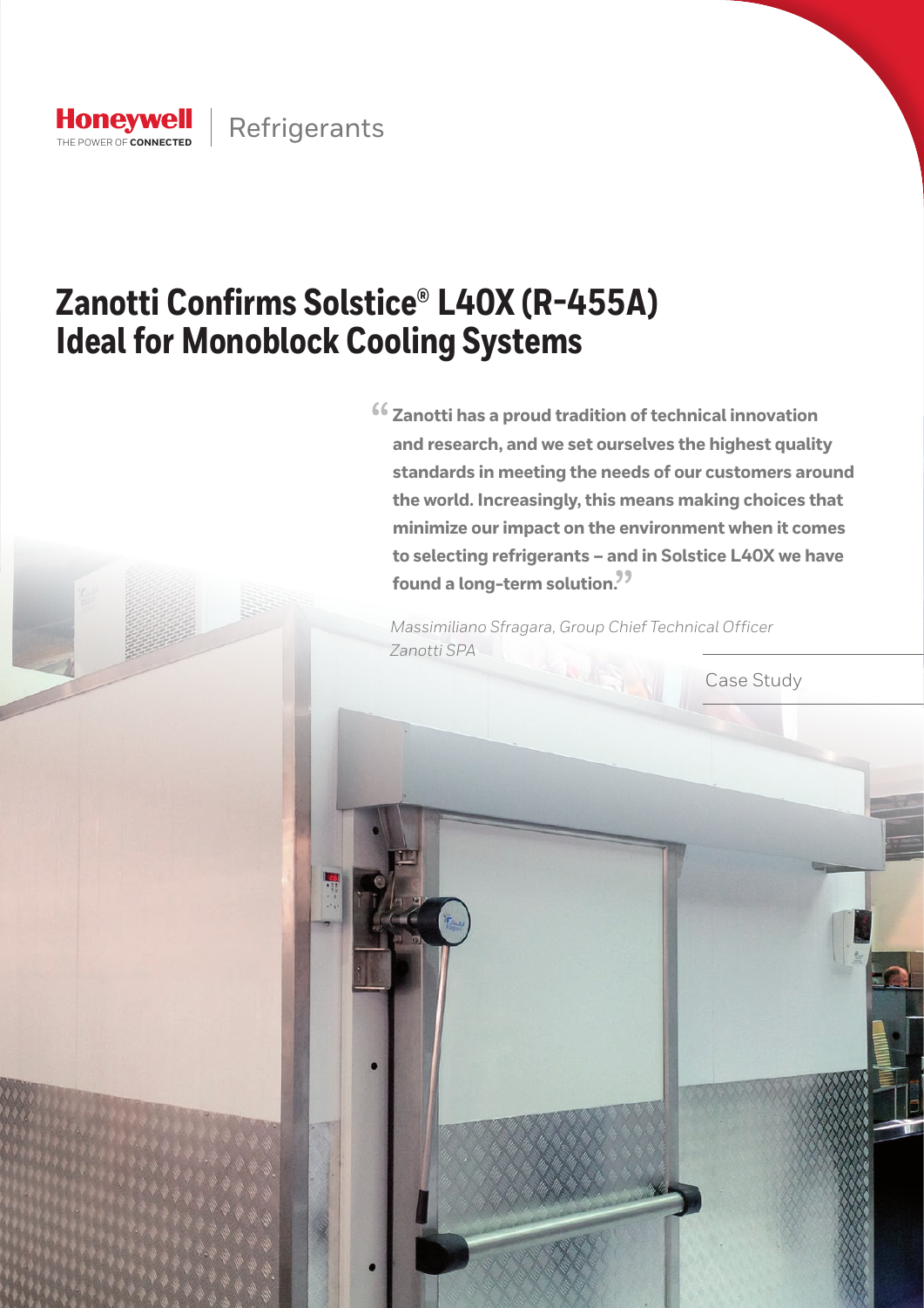Honeywell | Refrigerants

# Zanotti Confirms Solstice® L40X (R-455A) Ideal for Monoblock Cooling Systems

> **"Zanotti has a proud tradition of technical innovation and research, and we set ourselves the highest quality standards in meeting the needs of our customers around the world. Increasingly, this means making choices that minimize our impact on the environment when it comes to selecting refrigerants – and in Solstice L40X we have found a long-term solution."**
>
> *Massimiliano Sfragara, Group Chief Technical Officer Zanotti SPA*

Case Study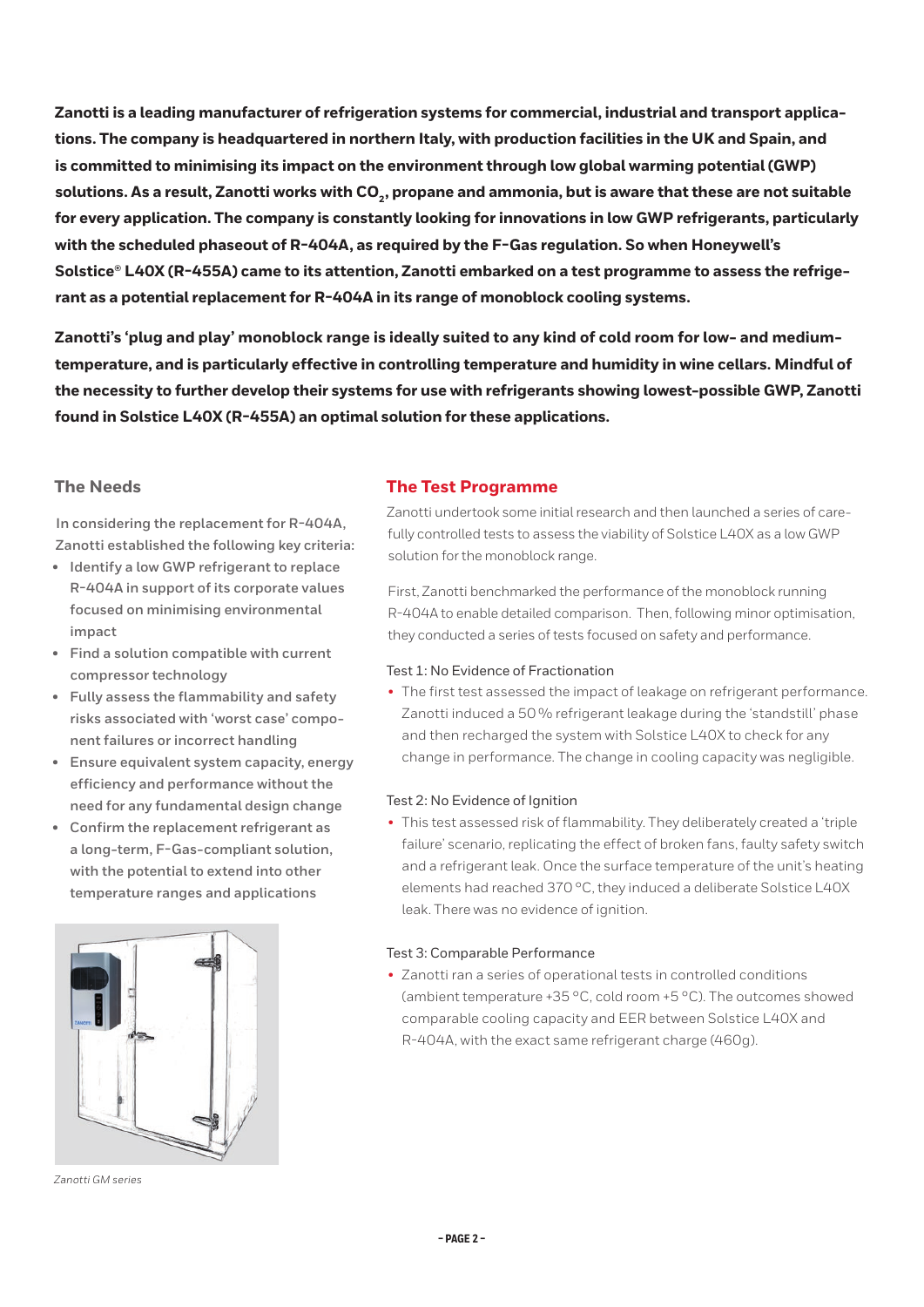**Zanotti is a leading manufacturer of refrigeration systems for commercial, industrial and transport applications. The company is headquartered in northern Italy, with production facilities in the UK and Spain, and is committed to minimising its impact on the environment through low global warming potential (GWP) solutions. As a result, Zanotti works with $CO_2$, propane and ammonia, but is aware that these are not suitable for every application. The company is constantly looking for innovations in low GWP refrigerants, particularly with the scheduled phaseout of R-404A, as required by the F-Gas regulation. So when Honeywell's Solstice® L40X (R-455A) came to its attention, Zanotti embarked on a test programme to assess the refrigerant as a potential replacement for R-404A in its range of monoblock cooling systems.**

**Zanotti's 'plug and play' monoblock range is ideally suited to any kind of cold room for low- and medium-temperature, and is particularly effective in controlling temperature and humidity in wine cellars. Mindful of the necessity to further develop their systems for use with refrigerants showing lowest-possible GWP, Zanotti found in Solstice L40X (R-455A) an optimal solution for these applications.**

## The Needs

In considering the replacement for R-404A, Zanotti established the following key criteria:

- Identify a low GWP refrigerant to replace R-404A in support of its corporate values focused on minimising environmental impact
- Find a solution compatible with current compressor technology
- Fully assess the flammability and safety risks associated with 'worst case' component failures or incorrect handling
- Ensure equivalent system capacity, energy efficiency and performance without the need for any fundamental design change
- Confirm the replacement refrigerant as a long-term, F-Gas-compliant solution, with the potential to extend into other temperature ranges and applications

*Zanotti GM series*

## The Test Programme

Zanotti undertook some initial research and then launched a series of carefully controlled tests to assess the viability of Solstice L40X as a low GWP solution for the monoblock range.

First, Zanotti benchmarked the performance of the monoblock running R-404A to enable detailed comparison. Then, following minor optimisation, they conducted a series of tests focused on safety and performance.

### Test 1: No Evidence of Fractionation

- The first test assessed the impact of leakage on refrigerant performance. Zanotti induced a 50 % refrigerant leakage during the 'standstill' phase and then recharged the system with Solstice L40X to check for any change in performance. The change in cooling capacity was negligible.

### Test 2: No Evidence of Ignition

- This test assessed risk of flammability. They deliberately created a 'triple failure' scenario, replicating the effect of broken fans, faulty safety switch and a refrigerant leak. Once the surface temperature of the unit's heating elements had reached 370 °C, they induced a deliberate Solstice L40X leak. There was no evidence of ignition.

### Test 3: Comparable Performance

- Zanotti ran a series of operational tests in controlled conditions (ambient temperature +35 °C, cold room +5 °C). The outcomes showed comparable cooling capacity and EER between Solstice L40X and R-404A, with the exact same refrigerant charge (460g).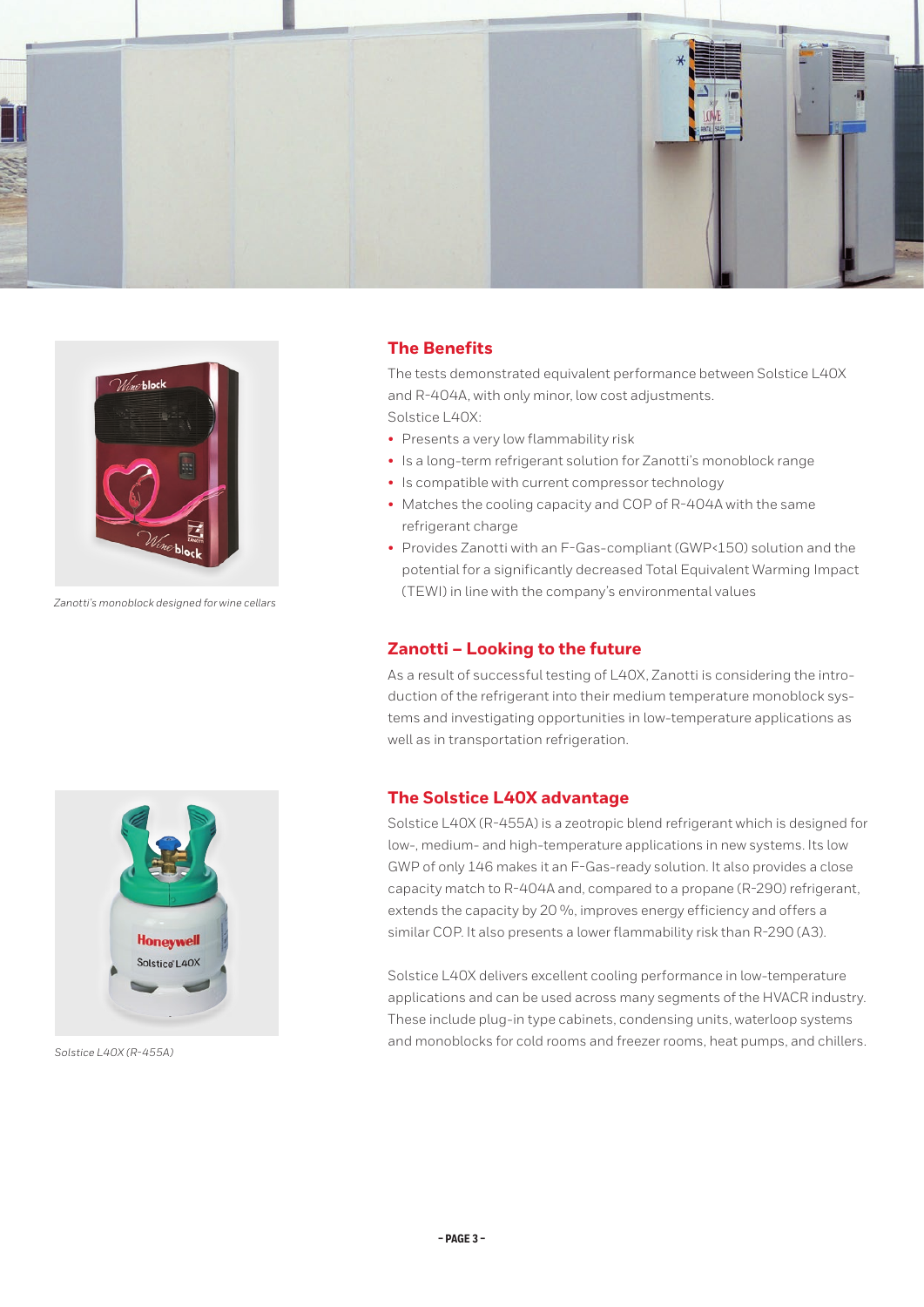Zanotti's monoblock designed for wine cellars

## The Benefits

The tests demonstrated equivalent performance between Solstice L40X and R-404A, with only minor, low cost adjustments.

Solstice L40X:

- Presents a very low flammability risk
- Is a long-term refrigerant solution for Zanotti's monoblock range
- Is compatible with current compressor technology
- Matches the cooling capacity and COP of R-404A with the same refrigerant charge
- Provides Zanotti with an F-Gas-compliant (GWP<150) solution and the potential for a significantly decreased Total Equivalent Warming Impact (TEWI) in line with the company's environmental values

## Zanotti – Looking to the future

As a result of successful testing of L40X, Zanotti is considering the introduction of the refrigerant into their medium temperature monoblock systems and investigating opportunities in low-temperature applications as well as in transportation refrigeration.

## The Solstice L40X advantage

Solstice L40X (R-455A) is a zeotropic blend refrigerant which is designed for low-, medium- and high-temperature applications in new systems. Its low GWP of only 146 makes it an F-Gas-ready solution. It also provides a close capacity match to R-404A and, compared to a propane (R-290) refrigerant, extends the capacity by 20 %, improves energy efficiency and offers a similar COP. It also presents a lower flammability risk than R-290 (A3).

Solstice L40X delivers excellent cooling performance in low-temperature applications and can be used across many segments of the HVACR industry. These include plug-in type cabinets, condensing units, waterloop systems and monoblocks for cold rooms and freezer rooms, heat pumps, and chillers.

Solstice L40X (R-455A)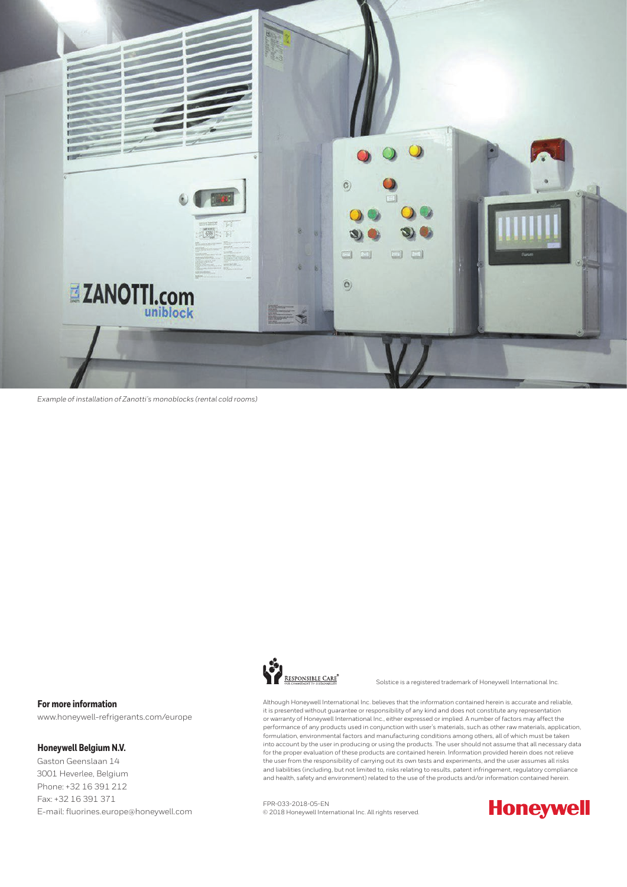*Example of installation of Zanotti's monoblocks (rental cold rooms)*

Solstice is a registered trademark of Honeywell International Inc.

**For more information**

www.honeywell-refrigerants.com/europe

**Honeywell Belgium N.V.**

Gaston Geenslaan 14
3001 Heverlee, Belgium
Phone: +32 16 391 212
Fax: +32 16 391 371
E-mail: fluorines.europe@honeywell.com

Although Honeywell International Inc. believes that the information contained herein is accurate and reliable, it is presented without guarantee or responsibility of any kind and does not constitute any representation or warranty of Honeywell International Inc., either expressed or implied. A number of factors may affect the performance of any products used in conjunction with user's materials, such as other raw materials, application, formulation, environmental factors and manufacturing conditions among others, all of which must be taken into account by the user in producing or using the products. The user should not assume that all necessary data for the proper evaluation of these products are contained herein. Information provided herein does not relieve the user from the responsibility of carrying out its own tests and experiments, and the user assumes all risks and liabilities (including, but not limited to, risks relating to results, patent infringement, regulatory compliance and health, safety and environment) related to the use of the products and/or information contained herein.

FPR-033-2018-05-EN
© 2018 Honeywell International Inc. All rights reserved.